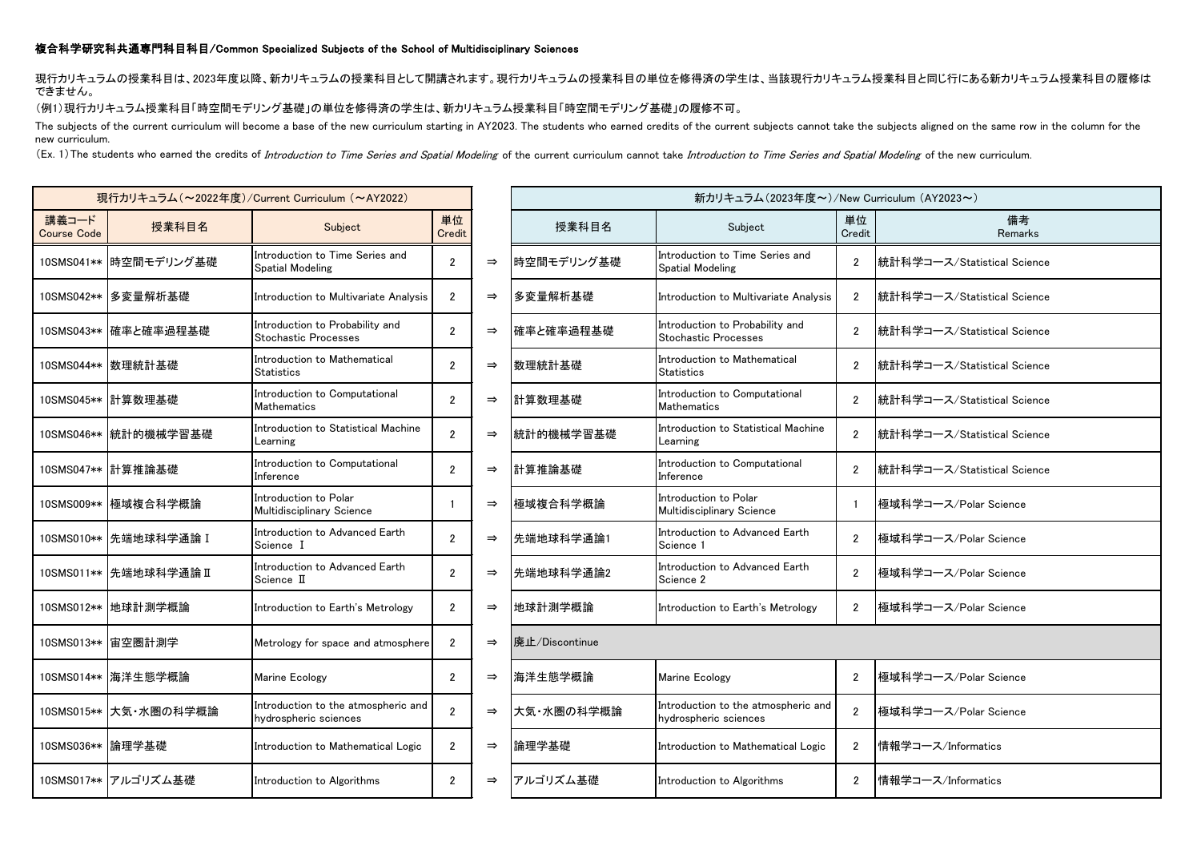**複合科学研究科共通専門科目科目/Common Specialized Subjects of the School of Multidisciplinary Sciences**

現行カリキュラムの授業科目は、2023年度以降、新カリキュラムの授業科目として開講されます。現行カリキュラムの授業科目の単位を修得済の学生は、当該現行カリキュラム授業科目と同じ行にある新カリキュラム授業科目の履修はできません。

（例1）現行カリキュラム授業科目「時空間モデリング基礎」の単位を修得済の学生は、新カリキュラム授業科目「時空間モデリング基礎」の履修不可。

The subjects of the current curriculum will become a base of the new curriculum starting in AY2023. The students who earned credits of the current subjects cannot take the subjects aligned on the same row in the column for the new curriculum.

（Ex. 1）The students who earned the credits of *Introduction to Time Series and Spatial Modeling* of the current curriculum cannot take *Introduction to Time Series and Spatial Modeling* of the new curriculum.

| 現行カリキュラム（～2022年度）/Current Curriculum （～AY2022） | | | | | 新カリキュラム（2023年度～）/New Curriculum （AY2023～） | | | |
|---|---|---|---|---|---|---|---|---|
| 講義コード Course Code | 授業科目名 | Subject | 単位 Credit | | 授業科目名 | Subject | 単位 Credit | 備考 Remarks |
| 10SMS041** | 時空間モデリング基礎 | Introduction to Time Series and Spatial Modeling | 2 | ⇒ | 時空間モデリング基礎 | Introduction to Time Series and Spatial Modeling | 2 | 統計科学コース/Statistical Science |
| 10SMS042** | 多変量解析基礎 | Introduction to Multivariate Analysis | 2 | ⇒ | 多変量解析基礎 | Introduction to Multivariate Analysis | 2 | 統計科学コース/Statistical Science |
| 10SMS043** | 確率と確率過程基礎 | Introduction to Probability and Stochastic Processes | 2 | ⇒ | 確率と確率過程基礎 | Introduction to Probability and Stochastic Processes | 2 | 統計科学コース/Statistical Science |
| 10SMS044** | 数理統計基礎 | Introduction to Mathematical Statistics | 2 | ⇒ | 数理統計基礎 | Introduction to Mathematical Statistics | 2 | 統計科学コース/Statistical Science |
| 10SMS045** | 計算数理基礎 | Introduction to Computational Mathematics | 2 | ⇒ | 計算数理基礎 | Introduction to Computational Mathematics | 2 | 統計科学コース/Statistical Science |
| 10SMS046** | 統計的機械学習基礎 | Introduction to Statistical Machine Learning | 2 | ⇒ | 統計的機械学習基礎 | Introduction to Statistical Machine Learning | 2 | 統計科学コース/Statistical Science |
| 10SMS047** | 計算推論基礎 | Introduction to Computational Inference | 2 | ⇒ | 計算推論基礎 | Introduction to Computational Inference | 2 | 統計科学コース/Statistical Science |
| 10SMS009** | 極域複合科学概論 | Introduction to Polar Multidisciplinary Science | 1 | ⇒ | 極域複合科学概論 | Introduction to Polar Multidisciplinary Science | 1 | 極域科学コース/Polar Science |
| 10SMS010** | 先端地球科学通論Ⅰ | Introduction to Advanced Earth Science Ⅰ | 2 | ⇒ | 先端地球科学通論1 | Introduction to Advanced Earth Science 1 | 2 | 極域科学コース/Polar Science |
| 10SMS011** | 先端地球科学通論Ⅱ | Introduction to Advanced Earth Science Ⅱ | 2 | ⇒ | 先端地球科学通論2 | Introduction to Advanced Earth Science 2 | 2 | 極域科学コース/Polar Science |
| 10SMS012** | 地球計測学概論 | Introduction to Earth's Metrology | 2 | ⇒ | 地球計測学概論 | Introduction to Earth's Metrology | 2 | 極域科学コース/Polar Science |
| 10SMS013** | 宙空圏計測学 | Metrology for space and atmosphere | 2 | ⇒ | 廃止/Discontinue | | | |
| 10SMS014** | 海洋生態学概論 | Marine Ecology | 2 | ⇒ | 海洋生態学概論 | Marine Ecology | 2 | 極域科学コース/Polar Science |
| 10SMS015** | 大気・水圏の科学概論 | Introduction to the atmospheric and hydrospheric sciences | 2 | ⇒ | 大気・水圏の科学概論 | Introduction to the atmospheric and hydrospheric sciences | 2 | 極域科学コース/Polar Science |
| 10SMS036** | 論理学基礎 | Introduction to Mathematical Logic | 2 | ⇒ | 論理学基礎 | Introduction to Mathematical Logic | 2 | 情報学コース/Informatics |
| 10SMS017** | アルゴリズム基礎 | Introduction to Algorithms | 2 | ⇒ | アルゴリズム基礎 | Introduction to Algorithms | 2 | 情報学コース/Informatics |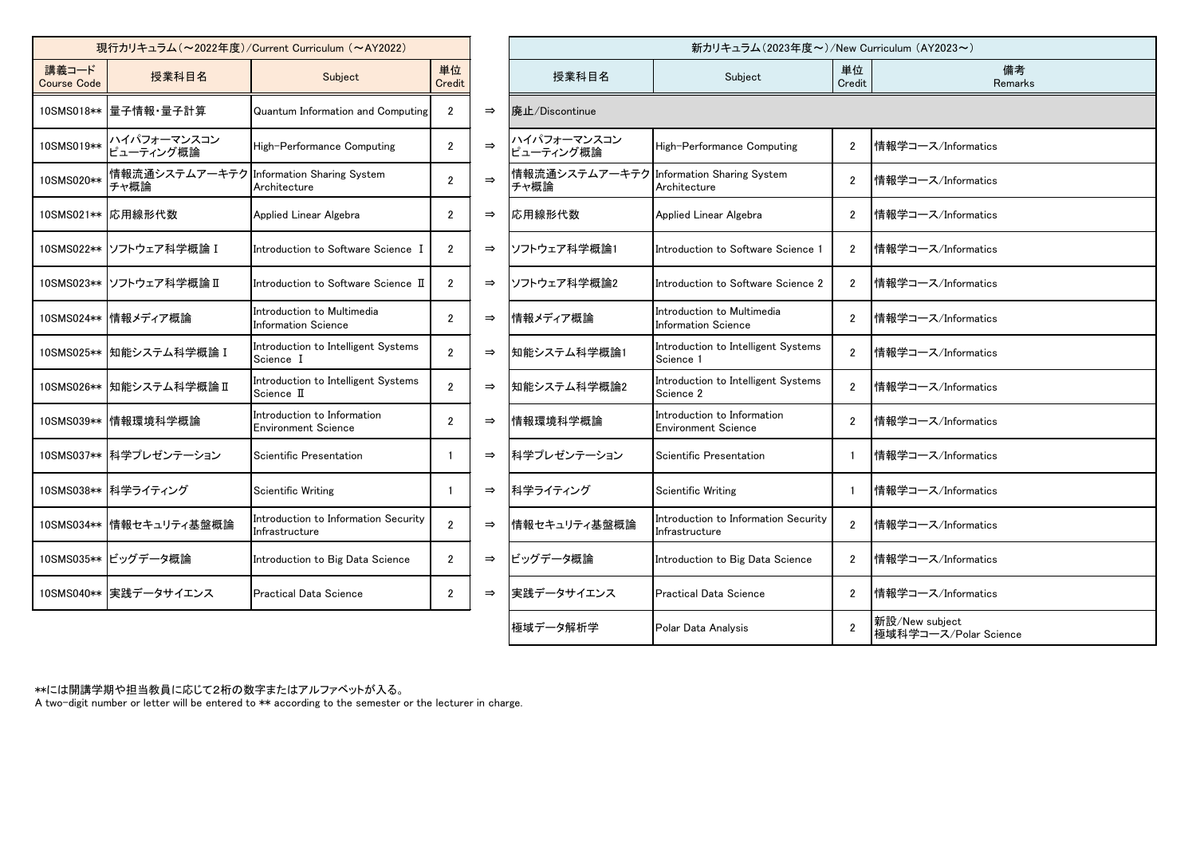| 現行カリキュラム（～2022年度）/Current Curriculum（～AY2022） | | | | | 新カリキュラム（2023年度～）/New Curriculum（AY2023～） | | | |
|---|---|---|---|---|---|---|---|---|
| 講義コード Course Code | 授業科目名 | Subject | 単位 Credit | | 授業科目名 | Subject | 単位 Credit | 備考 Remarks |
| 10SMS018** | 量子情報・量子計算 | Quantum Information and Computing | 2 | ⇒ | 廃止/Discontinue | | | |
| 10SMS019** | ハイパフォーマンスコンピューティング概論 | High-Performance Computing | 2 | ⇒ | ハイパフォーマンスコンピューティング概論 | High-Performance Computing | 2 | 情報学コース/Informatics |
| 10SMS020** | 情報流通システムアーキテクチャ概論 | Information Sharing System Architecture | 2 | ⇒ | 情報流通システムアーキテクチャ概論 | Information Sharing System Architecture | 2 | 情報学コース/Informatics |
| 10SMS021** | 応用線形代数 | Applied Linear Algebra | 2 | ⇒ | 応用線形代数 | Applied Linear Algebra | 2 | 情報学コース/Informatics |
| 10SMS022** | ソフトウェア科学概論Ⅰ | Introduction to Software Science Ⅰ | 2 | ⇒ | ソフトウェア科学概論1 | Introduction to Software Science 1 | 2 | 情報学コース/Informatics |
| 10SMS023** | ソフトウェア科学概論Ⅱ | Introduction to Software Science Ⅱ | 2 | ⇒ | ソフトウェア科学概論2 | Introduction to Software Science 2 | 2 | 情報学コース/Informatics |
| 10SMS024** | 情報メディア概論 | Introduction to Multimedia Information Science | 2 | ⇒ | 情報メディア概論 | Introduction to Multimedia Information Science | 2 | 情報学コース/Informatics |
| 10SMS025** | 知能システム科学概論Ⅰ | Introduction to Intelligent Systems Science Ⅰ | 2 | ⇒ | 知能システム科学概論1 | Introduction to Intelligent Systems Science 1 | 2 | 情報学コース/Informatics |
| 10SMS026** | 知能システム科学概論Ⅱ | Introduction to Intelligent Systems Science Ⅱ | 2 | ⇒ | 知能システム科学概論2 | Introduction to Intelligent Systems Science 2 | 2 | 情報学コース/Informatics |
| 10SMS039** | 情報環境科学概論 | Introduction to Information Environment Science | 2 | ⇒ | 情報環境科学概論 | Introduction to Information Environment Science | 2 | 情報学コース/Informatics |
| 10SMS037** | 科学プレゼンテーション | Scientific Presentation | 1 | ⇒ | 科学プレゼンテーション | Scientific Presentation | 1 | 情報学コース/Informatics |
| 10SMS038** | 科学ライティング | Scientific Writing | 1 | ⇒ | 科学ライティング | Scientific Writing | 1 | 情報学コース/Informatics |
| 10SMS034** | 情報セキュリティ基盤概論 | Introduction to Information Security Infrastructure | 2 | ⇒ | 情報セキュリティ基盤概論 | Introduction to Information Security Infrastructure | 2 | 情報学コース/Informatics |
| 10SMS035** | ビッグデータ概論 | Introduction to Big Data Science | 2 | ⇒ | ビッグデータ概論 | Introduction to Big Data Science | 2 | 情報学コース/Informatics |
| 10SMS040** | 実践データサイエンス | Practical Data Science | 2 | ⇒ | 実践データサイエンス | Practical Data Science | 2 | 情報学コース/Informatics |
| | | | | | 極域データ解析学 | Polar Data Analysis | 2 | 新設/New subject 極域科学コース/Polar Science |

**には開講学期や担当教員に応じて2桁の数字またはアルファベットが入る。
A two-digit number or letter will be entered to ** according to the semester or the lecturer in charge.